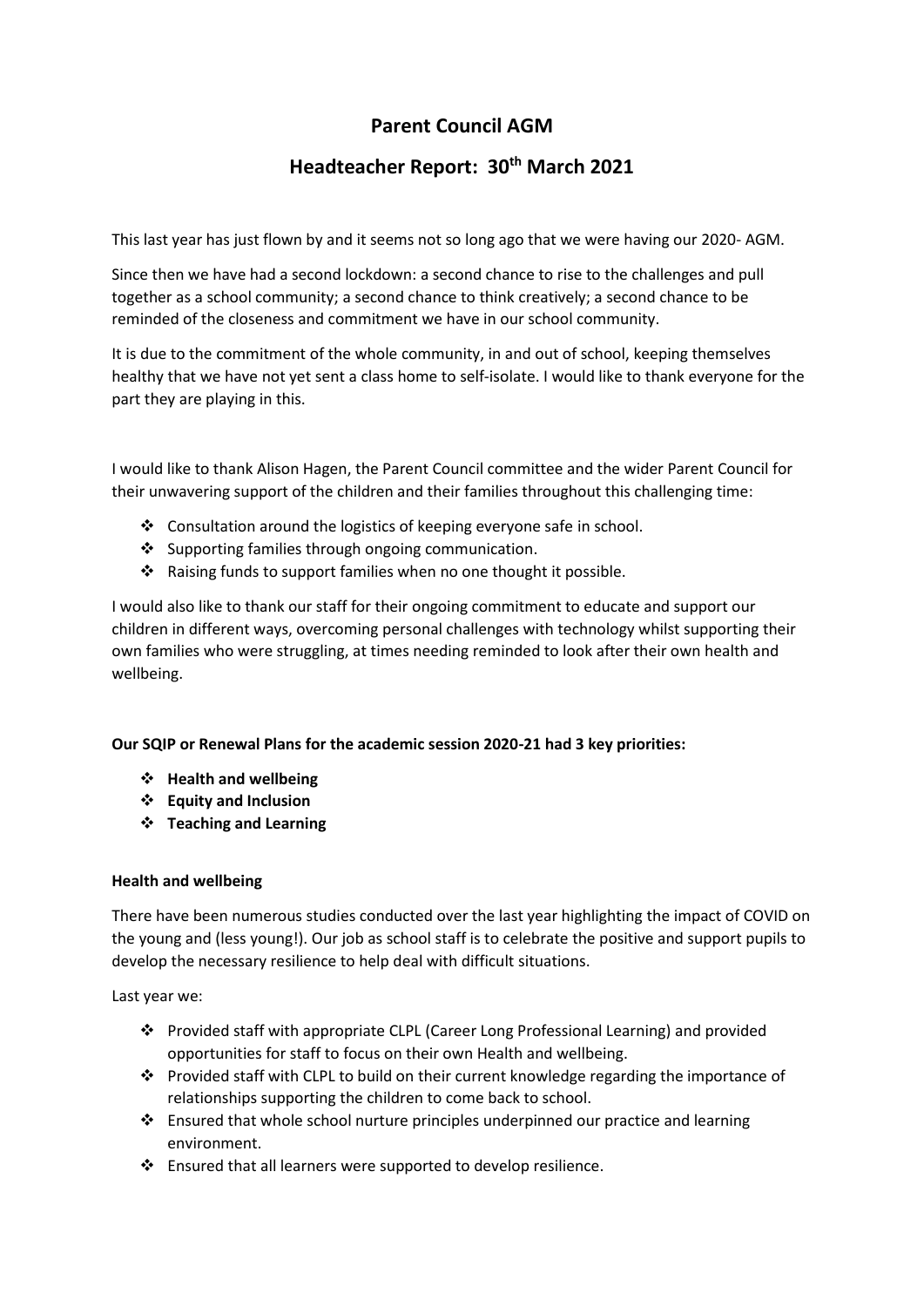# Parent Council AGM

## Headteacher Report: 30th March 2021

This last year has just flown by and it seems not so long ago that we were having our 2020- AGM.

Since then we have had a second lockdown: a second chance to rise to the challenges and pull together as a school community; a second chance to think creatively; a second chance to be reminded of the closeness and commitment we have in our school community.

It is due to the commitment of the whole community, in and out of school, keeping themselves healthy that we have not yet sent a class home to self-isolate. I would like to thank everyone for the part they are playing in this.

I would like to thank Alison Hagen, the Parent Council committee and the wider Parent Council for their unwavering support of the children and their families throughout this challenging time:

- Consultation around the logistics of keeping everyone safe in school.
- Supporting families through ongoing communication.
- Raising funds to support families when no one thought it possible.

I would also like to thank our staff for their ongoing commitment to educate and support our children in different ways, overcoming personal challenges with technology whilst supporting their own families who were struggling, at times needing reminded to look after their own health and wellbeing.

**Our SQIP or Renewal Plans for the academic session 2020-21 had 3 key priorities:**

- **Health and wellbeing**
- **Equity and Inclusion**
- **Teaching and Learning**

### Health and wellbeing

There have been numerous studies conducted over the last year highlighting the impact of COVID on the young and (less young!). Our job as school staff is to celebrate the positive and support pupils to develop the necessary resilience to help deal with difficult situations.

Last year we:

- Provided staff with appropriate CLPL (Career Long Professional Learning) and provided opportunities for staff to focus on their own Health and wellbeing.
- Provided staff with CLPL to build on their current knowledge regarding the importance of relationships supporting the children to come back to school.
- Ensured that whole school nurture principles underpinned our practice and learning environment.
- Ensured that all learners were supported to develop resilience.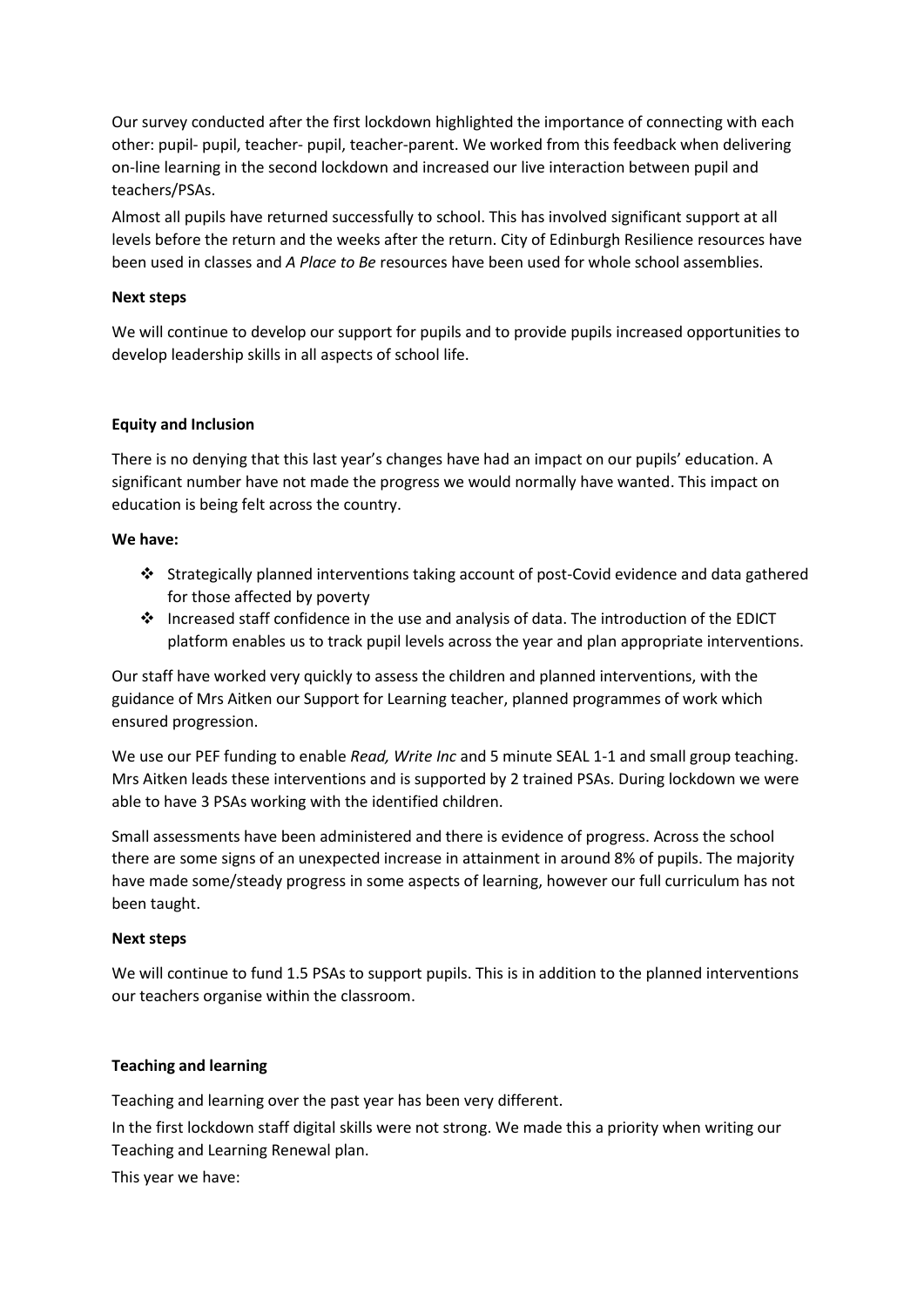Our survey conducted after the first lockdown highlighted the importance of connecting with each other: pupil- pupil, teacher- pupil, teacher-parent. We worked from this feedback when delivering on-line learning in the second lockdown and increased our live interaction between pupil and teachers/PSAs.

Almost all pupils have returned successfully to school. This has involved significant support at all levels before the return and the weeks after the return. City of Edinburgh Resilience resources have been used in classes and *A Place to Be* resources have been used for whole school assemblies.

**Next steps**

We will continue to develop our support for pupils and to provide pupils increased opportunities to develop leadership skills in all aspects of school life.

**Equity and Inclusion**

There is no denying that this last year's changes have had an impact on our pupils' education. A significant number have not made the progress we would normally have wanted. This impact on education is being felt across the country.

**We have:**

- Strategically planned interventions taking account of post-Covid evidence and data gathered for those affected by poverty
- Increased staff confidence in the use and analysis of data. The introduction of the EDICT platform enables us to track pupil levels across the year and plan appropriate interventions.

Our staff have worked very quickly to assess the children and planned interventions, with the guidance of Mrs Aitken our Support for Learning teacher, planned programmes of work which ensured progression.

We use our PEF funding to enable *Read, Write Inc* and 5 minute SEAL 1-1 and small group teaching. Mrs Aitken leads these interventions and is supported by 2 trained PSAs. During lockdown we were able to have 3 PSAs working with the identified children.

Small assessments have been administered and there is evidence of progress. Across the school there are some signs of an unexpected increase in attainment in around 8% of pupils. The majority have made some/steady progress in some aspects of learning, however our full curriculum has not been taught.

**Next steps**

We will continue to fund 1.5 PSAs to support pupils. This is in addition to the planned interventions our teachers organise within the classroom.

**Teaching and learning**

Teaching and learning over the past year has been very different.

In the first lockdown staff digital skills were not strong. We made this a priority when writing our Teaching and Learning Renewal plan.

This year we have: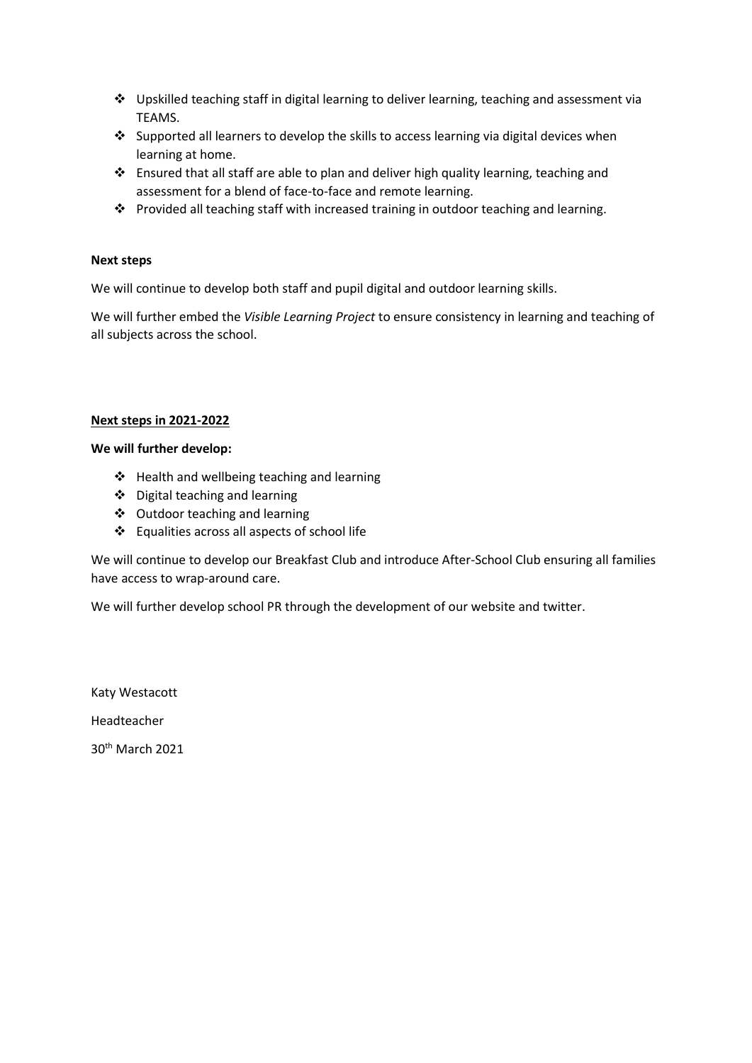- Upskilled teaching staff in digital learning to deliver learning, teaching and assessment via TEAMS.
- Supported all learners to develop the skills to access learning via digital devices when learning at home.
- Ensured that all staff are able to plan and deliver high quality learning, teaching and assessment for a blend of face-to-face and remote learning.
- Provided all teaching staff with increased training in outdoor teaching and learning.

**Next steps**

We will continue to develop both staff and pupil digital and outdoor learning skills.

We will further embed the *Visible Learning Project* to ensure consistency in learning and teaching of all subjects across the school.

**Next steps in 2021-2022**

**We will further develop:**

- Health and wellbeing teaching and learning
- Digital teaching and learning
- Outdoor teaching and learning
- Equalities across all aspects of school life

We will continue to develop our Breakfast Club and introduce After-School Club ensuring all families have access to wrap-around care.

We will further develop school PR through the development of our website and twitter.

Katy Westacott

Headteacher

30th March 2021